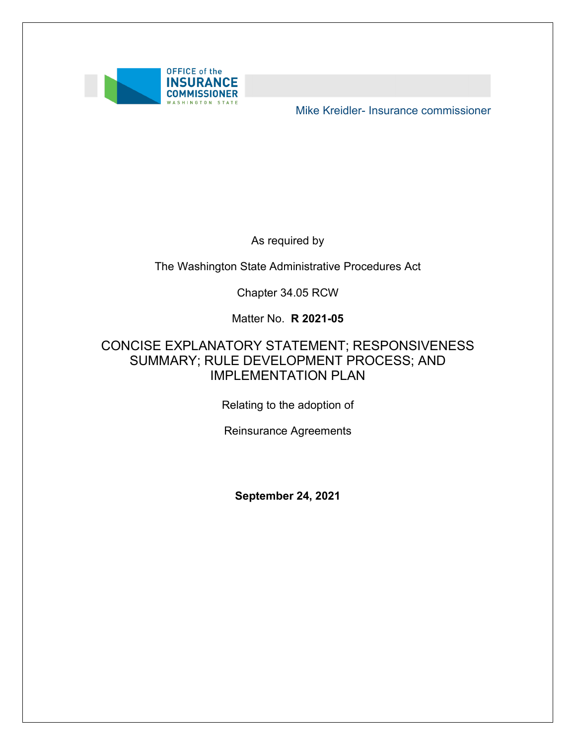OFFICE of the INSURANCE COMMISSIONER WASHINGTON STATE

Mike Kreidler- Insurance commissioner

As required by

The Washington State Administrative Procedures Act

Chapter 34.05 RCW

Matter No. **R 2021-05**

# CONCISE EXPLANATORY STATEMENT; RESPONSIVENESS SUMMARY; RULE DEVELOPMENT PROCESS; AND IMPLEMENTATION PLAN

Relating to the adoption of

Reinsurance Agreements

**September 24, 2021**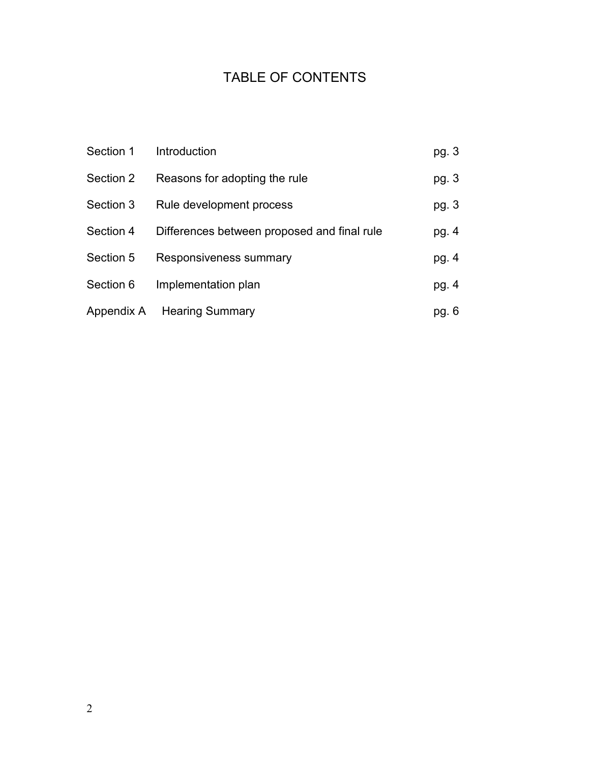# TABLE OF CONTENTS

| | | |
|---|---|---|
| Section 1 | Introduction | pg. 3 |
| Section 2 | Reasons for adopting the rule | pg. 3 |
| Section 3 | Rule development process | pg. 3 |
| Section 4 | Differences between proposed and final rule | pg. 4 |
| Section 5 | Responsiveness summary | pg. 4 |
| Section 6 | Implementation plan | pg. 4 |
| Appendix A | Hearing Summary | pg. 6 |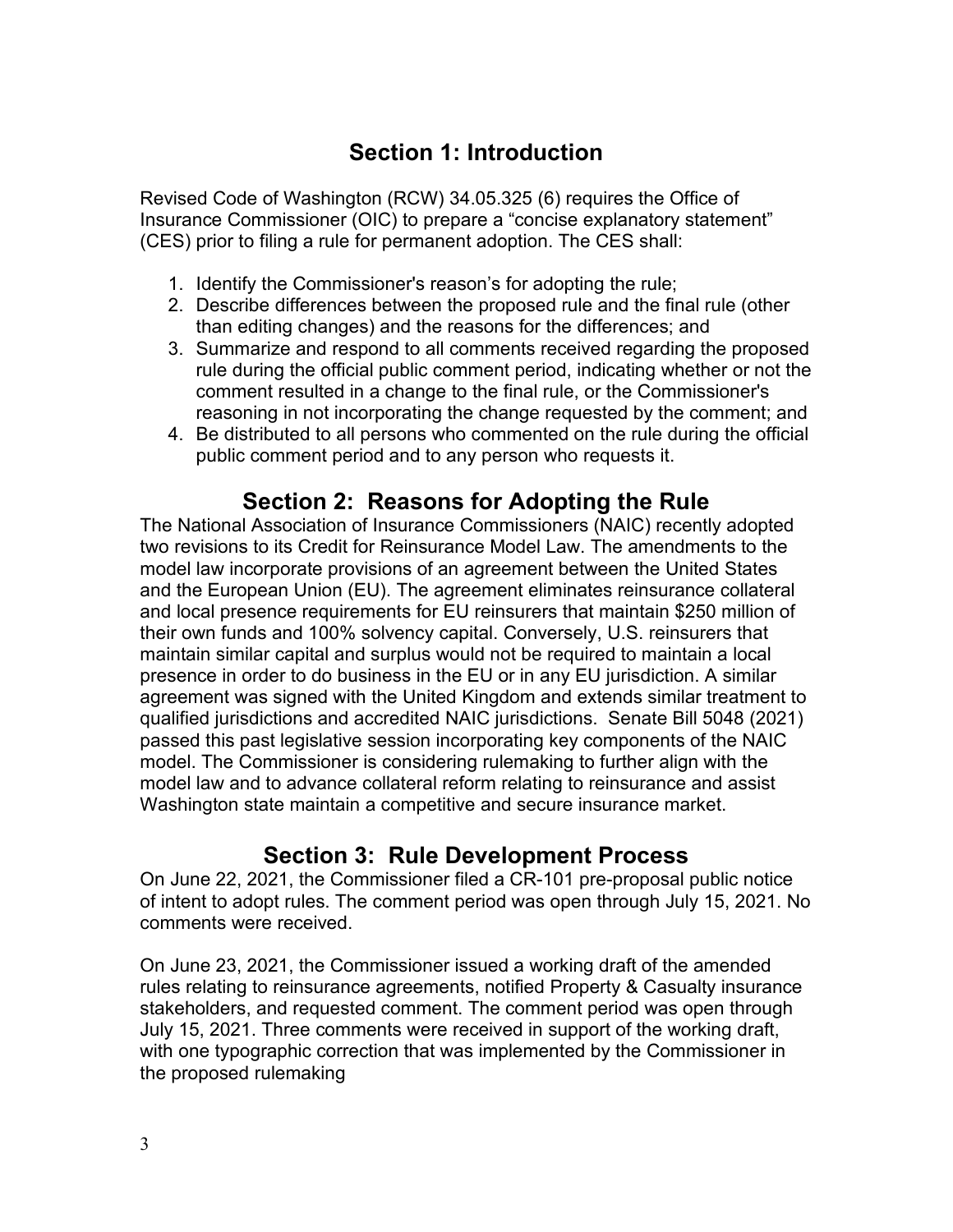## Section 1: Introduction

Revised Code of Washington (RCW) 34.05.325 (6) requires the Office of Insurance Commissioner (OIC) to prepare a "concise explanatory statement" (CES) prior to filing a rule for permanent adoption. The CES shall:

1. Identify the Commissioner's reason's for adopting the rule;
2. Describe differences between the proposed rule and the final rule (other than editing changes) and the reasons for the differences; and
3. Summarize and respond to all comments received regarding the proposed rule during the official public comment period, indicating whether or not the comment resulted in a change to the final rule, or the Commissioner's reasoning in not incorporating the change requested by the comment; and
4. Be distributed to all persons who commented on the rule during the official public comment period and to any person who requests it.

## Section 2: Reasons for Adopting the Rule

The National Association of Insurance Commissioners (NAIC) recently adopted two revisions to its Credit for Reinsurance Model Law. The amendments to the model law incorporate provisions of an agreement between the United States and the European Union (EU). The agreement eliminates reinsurance collateral and local presence requirements for EU reinsurers that maintain $250 million of their own funds and 100% solvency capital. Conversely, U.S. reinsurers that maintain similar capital and surplus would not be required to maintain a local presence in order to do business in the EU or in any EU jurisdiction. A similar agreement was signed with the United Kingdom and extends similar treatment to qualified jurisdictions and accredited NAIC jurisdictions. Senate Bill 5048 (2021) passed this past legislative session incorporating key components of the NAIC model. The Commissioner is considering rulemaking to further align with the model law and to advance collateral reform relating to reinsurance and assist Washington state maintain a competitive and secure insurance market.

## Section 3: Rule Development Process

On June 22, 2021, the Commissioner filed a CR-101 pre-proposal public notice of intent to adopt rules. The comment period was open through July 15, 2021. No comments were received.

On June 23, 2021, the Commissioner issued a working draft of the amended rules relating to reinsurance agreements, notified Property & Casualty insurance stakeholders, and requested comment. The comment period was open through July 15, 2021. Three comments were received in support of the working draft, with one typographic correction that was implemented by the Commissioner in the proposed rulemaking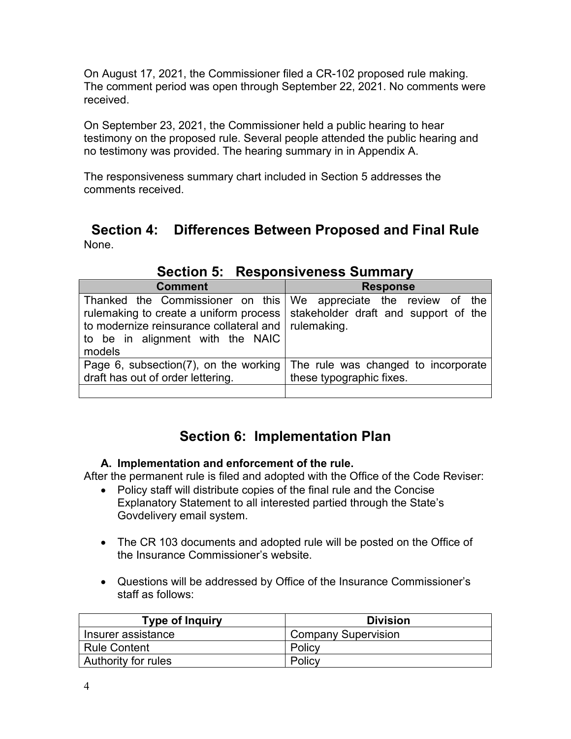On August 17, 2021, the Commissioner filed a CR-102 proposed rule making. The comment period was open through September 22, 2021. No comments were received.

On September 23, 2021, the Commissioner held a public hearing to hear testimony on the proposed rule. Several people attended the public hearing and no testimony was provided. The hearing summary in in Appendix A.

The responsiveness summary chart included in Section 5 addresses the comments received.

## Section 4: Differences Between Proposed and Final Rule

None.

## Section 5: Responsiveness Summary

| Comment | Response |
|---|---|
| Thanked the Commissioner on this rulemaking to create a uniform process to modernize reinsurance collateral and to be in alignment with the NAIC models | We appreciate the review of the stakeholder draft and support of the rulemaking. |
| Page 6, subsection(7), on the working draft has out of order lettering. | The rule was changed to incorporate these typographic fixes. |
| | |

## Section 6: Implementation Plan

### A. Implementation and enforcement of the rule.

After the permanent rule is filed and adopted with the Office of the Code Reviser:

- Policy staff will distribute copies of the final rule and the Concise Explanatory Statement to all interested partied through the State's Govdelivery email system.
- The CR 103 documents and adopted rule will be posted on the Office of the Insurance Commissioner's website.
- Questions will be addressed by Office of the Insurance Commissioner's staff as follows:

| Type of Inquiry | Division |
|---|---|
| Insurer assistance | Company Supervision |
| Rule Content | Policy |
| Authority for rules | Policy |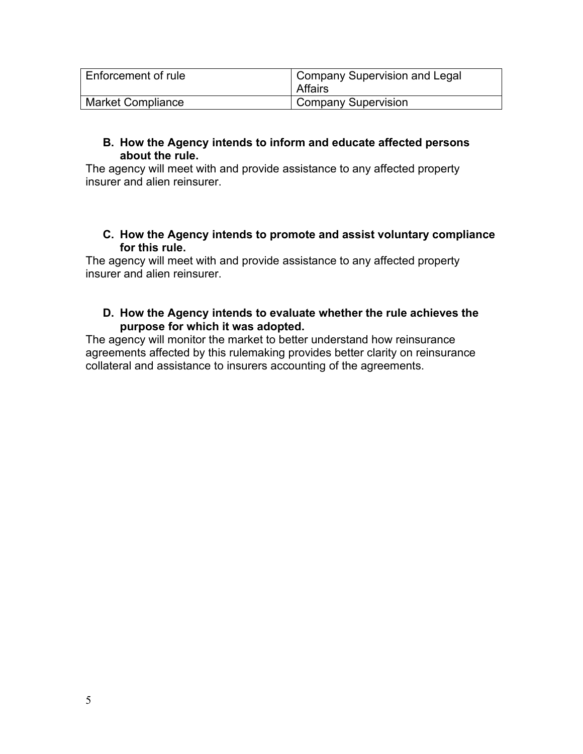| Enforcement of rule | Company Supervision and Legal Affairs |
|---|---|
| Market Compliance | Company Supervision |

**B. How the Agency intends to inform and educate affected persons about the rule.**

The agency will meet with and provide assistance to any affected property insurer and alien reinsurer.

**C. How the Agency intends to promote and assist voluntary compliance for this rule.**

The agency will meet with and provide assistance to any affected property insurer and alien reinsurer.

**D. How the Agency intends to evaluate whether the rule achieves the purpose for which it was adopted.**

The agency will monitor the market to better understand how reinsurance agreements affected by this rulemaking provides better clarity on reinsurance collateral and assistance to insurers accounting of the agreements.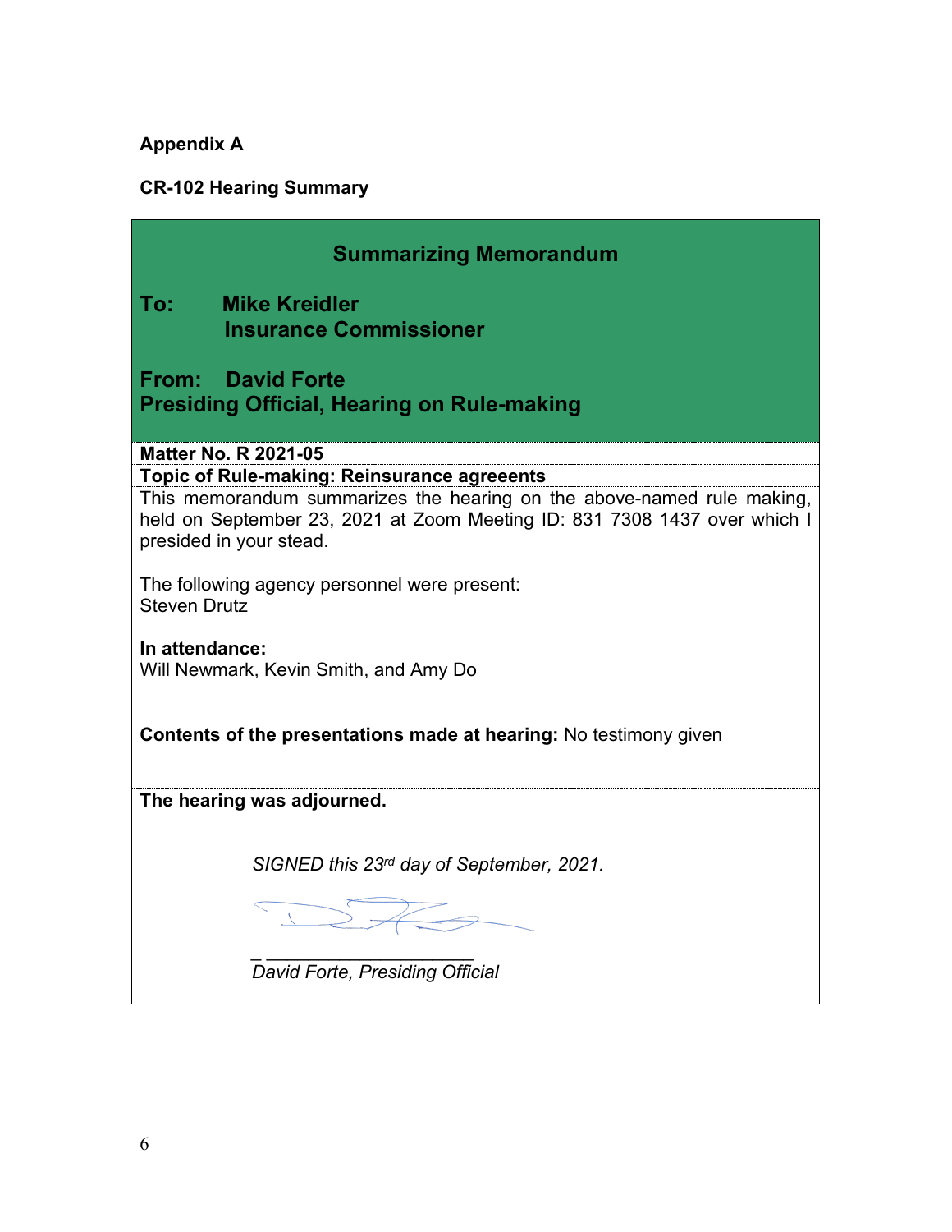**Appendix A**

**CR-102 Hearing Summary**

## Summarizing Memorandum

**To: Mike Kreidler**
**Insurance Commissioner**

**From: David Forte**
**Presiding Official, Hearing on Rule-making**

**Matter No. R 2021-05**

**Topic of Rule-making: Reinsurance agreeents**

This memorandum summarizes the hearing on the above-named rule making, held on September 23, 2021 at Zoom Meeting ID: 831 7308 1437 over which I presided in your stead.

The following agency personnel were present:
Steven Drutz

**In attendance:**
Will Newmark, Kevin Smith, and Amy Do

**Contents of the presentations made at hearing:** No testimony given

**The hearing was adjourned.**

*SIGNED this 23rd day of September, 2021.*

_ ____________________
*David Forte, Presiding Official*